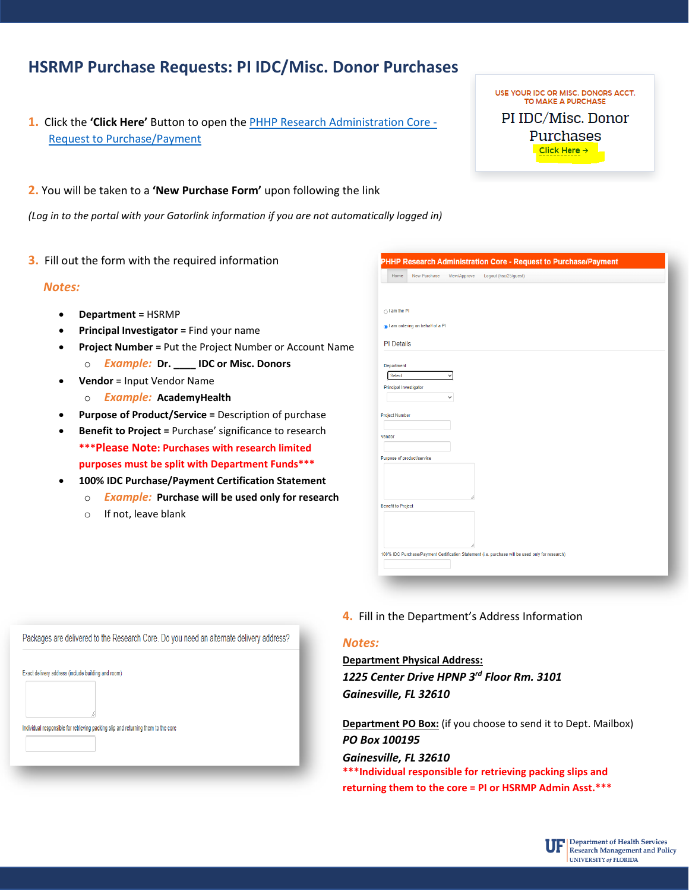# HSRMP Purchase Requests: PI IDC/Misc. Donor Purchases

USE YOUR IDC OR MISC. DONORS ACCT. TO MAKE A PURCHASE

PI IDC/Misc. Donor Purchases

Click Here →

1. Click the **'Click Here'** Button to open the PHHP Research Administration Core - Request to Purchase/Payment

2. You will be taken to a **'New Purchase Form'** upon following the link

*(Log in to the portal with your Gatorlink information if you are not automatically logged in)*

3. Fill out the form with the required information

*Notes:*

- **Department** = HSRMP
- **Principal Investigator** = Find your name
- **Project Number** = Put the Project Number or Account Name
  - *Example:* **Dr. ____ IDC or Misc. Donors**
- **Vendor** = Input Vendor Name
  - *Example:* **AcademyHealth**
- **Purpose of Product/Service** = Description of purchase
- **Benefit to Project** = Purchase' significance to research

  **\*\*\*Please Note: Purchases with research limited purposes must be split with Department Funds\*\*\***
- **100% IDC Purchase/Payment Certification Statement**
  - *Example:* **Purchase will be used only for research**
  - If not, leave blank

PHHP Research Administration Core - Request to Purchase/Payment

Home | New Purchase | View/Approve | Logout (hsci25/guest)

○ I am the PI

◉ I am ordering on behalf of a PI

PI Details

Department [Select]

Principal Investigator

Project Number

Vendor

Purpose of product/service

Benefit to Project

100% IDC Purchase/Payment Certification Statement (i.e. purchase will be used only for research)

4. Fill in the Department's Address Information

*Notes:*

**Department Physical Address:**

***1225 Center Drive HPNP 3rd Floor Rm. 3101***

***Gainesville, FL 32610***

**Department PO Box:** (if you choose to send it to Dept. Mailbox)

***PO Box 100195***

***Gainesville, FL 32610***

**\*\*\*Individual responsible for retrieving packing slips and returning them to the core = PI or HSRMP Admin Asst.\*\*\***

Packages are delivered to the Research Core. Do you need an alternate delivery address?

Exact delivery address (include building and room)

Individual responsible for retrieving packing slip and returning them to the core

UF Department of Health Services Research Management and Policy
UNIVERSITY of FLORIDA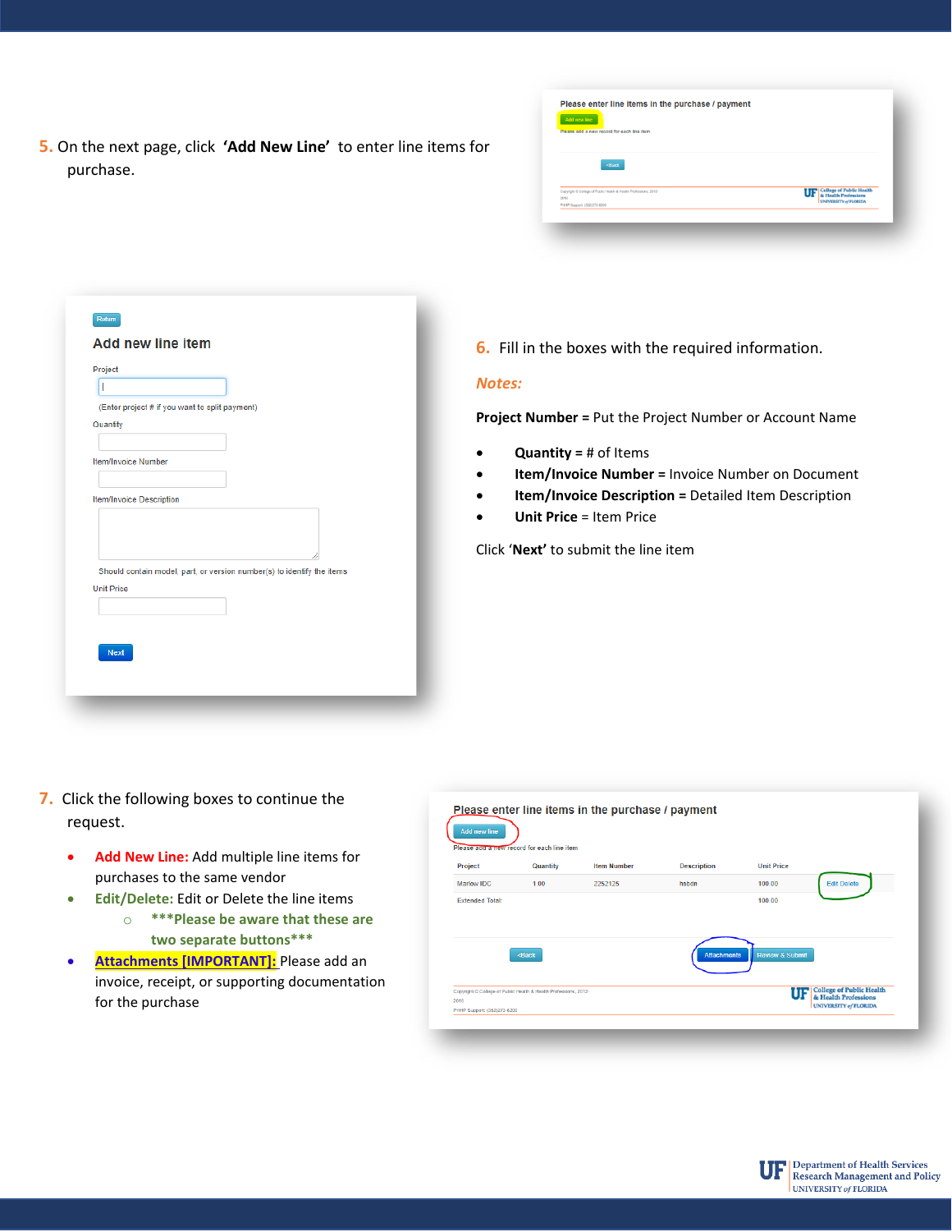5. On the next page, click **'Add New Line'** to enter line items for purchase.

6. Fill in the boxes with the required information.

***Notes:***

**Project Number** = Put the Project Number or Account Name

- **Quantity** = # of Items
- **Item/Invoice Number =** Invoice Number on Document
- **Item/Invoice Description =** Detailed Item Description
- **Unit Price** = Item Price

Click **'Next'** to submit the line item

7. Click the following boxes to continue the request.

- **Add New Line:** Add multiple line items for purchases to the same vendor
- **Edit/Delete:** Edit or Delete the line items
  - **\*\*\*Please be aware that these are two separate buttons\*\*\***
- **Attachments [IMPORTANT]:** Please add an invoice, receipt, or supporting documentation for the purchase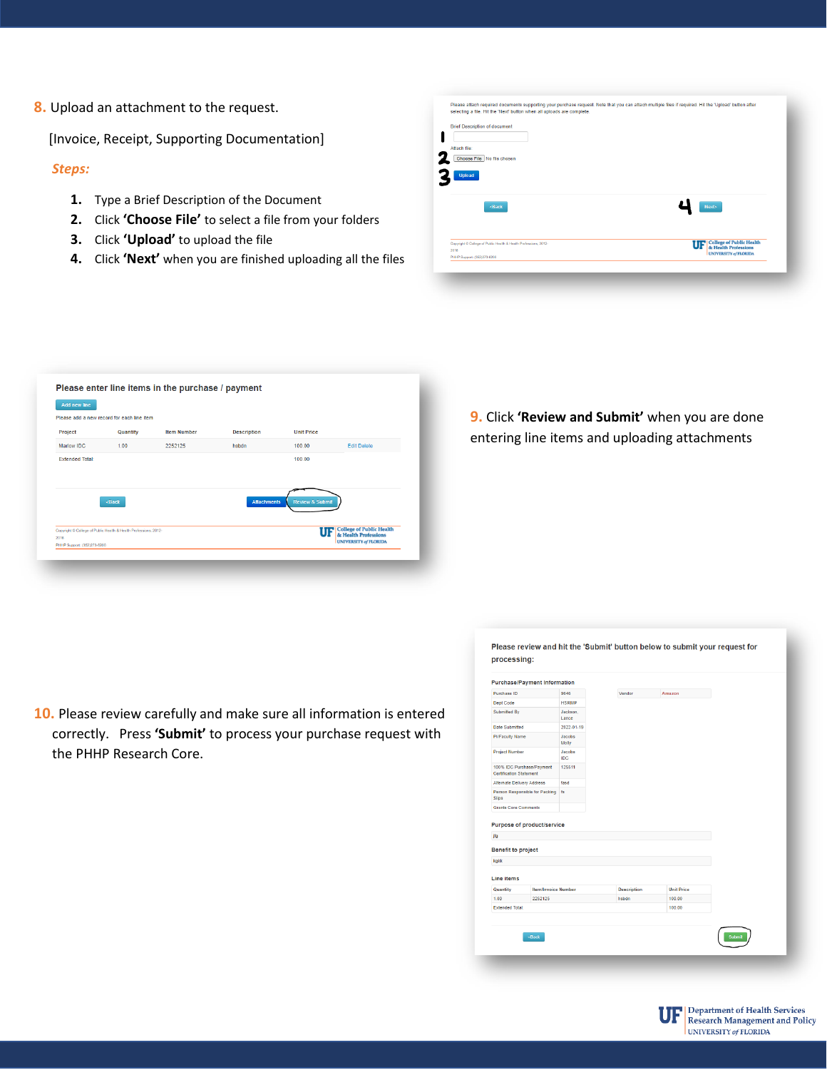8. Upload an attachment to the request.

[Invoice, Receipt, Supporting Documentation]

*Steps:*

1. Type a Brief Description of the Document
2. Click **'Choose File'** to select a file from your folders
3. Click **'Upload'** to upload the file
4. Click **'Next'** when you are finished uploading all the files

Please attach required documents supporting your purchase request. Note that you can attach multiple files if required. Hit the 'Upload' button after selecting a file. Hit the 'Next' button when all uploads are complete.

Brief Description of document

Attach file

Choose File No file chosen

Upload

<Back Next>

Please enter line items in the purchase / payment

Add new line

Please add a new record for each line item

| Project | Quantity | Item Number | Description | Unit Price | |
|---|---|---|---|---|---|
| Marlow IDC | 1.00 | 2252125 | hsbdn | 100.00 | Edit Delete |
| Extended Total: | | | | 100.00 | |

<Back Attachments Review & Submit

9. Click **'Review and Submit'** when you are done entering line items and uploading attachments

10. Please review carefully and make sure all information is entered correctly. Press **'Submit'** to process your purchase request with the PHHP Research Core.

Please review and hit the 'Submit' button below to submit your request for processing:

Purchase/Payment Information

| | | | |
|---|---|---|---|
| Purchase ID | 9646 | Vendor | Amazon |
| Dept Code | HSRMP | | |
| Submitted By | Jackson, Lance | | |
| Date Submitted | 2022-01-19 | | |
| PI/Faculty Name | Jacobs Molly | | |
| Project Number | Jacobs IDC | | |
| 100% IDC Purchase/Payment Certification Statement | 125511 | | |
| Alternate Delivery Address | fasd | | |
| Person Responsible for Packing Slips | fs | | |
| Grants Core Comments | | | |

Purpose of product/service

jfg

Benefit to project

kgsk

Line Items

| Quantity | Item/Invoice Number | Description | Unit Price |
|---|---|---|---|
| 1.00 | 2252125 | hsbdn | 100.00 |
| Extended Total: | | | 100.00 |

<Back Submit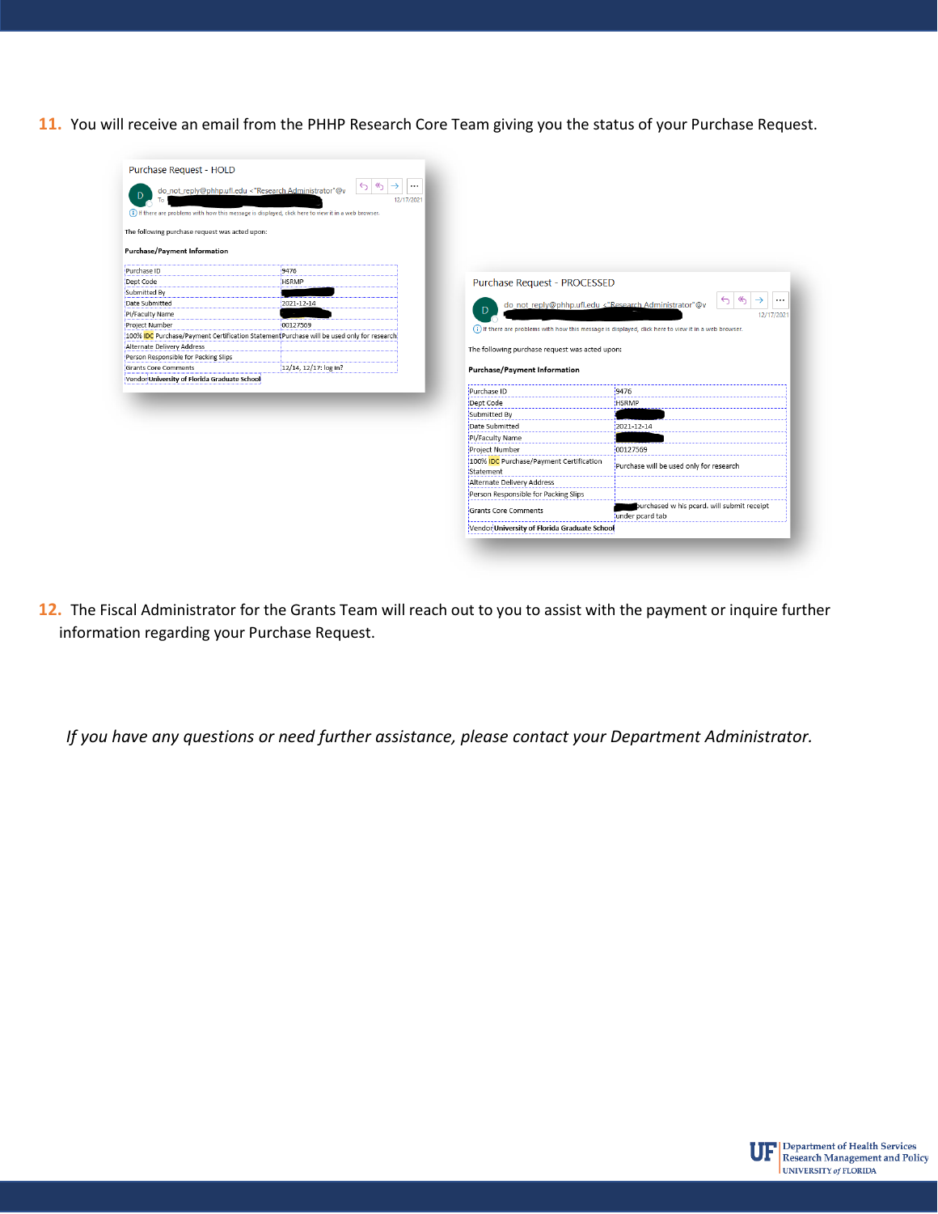11. You will receive an email from the PHHP Research Core Team giving you the status of your Purchase Request.

Purchase Request - HOLD

do_not_reply@phhp.ufl.edu <"Research Administrator"@v

To

12/17/2021

If there are problems with how this message is displayed, click here to view it in a web browser.

The following purchase request was acted upon:

**Purchase/Payment Information**

| | |
|---|---|
| Purchase ID | 9476 |
| Dept Code | HSRMP |
| Submitted By | |
| Date Submitted | 2021-12-14 |
| PI/Faculty Name | |
| Project Number | 00127509 |
| 100% IDC Purchase/Payment Certification Statement | Purchase will be used only for research |
| Alternate Delivery Address | |
| Person Responsible for Packing Slips | |
| Grants Core Comments | 12/14, 12/17: log in? |
| Vendor | **University of Florida Graduate School** |

Purchase Request - PROCESSED

do_not_reply@phhp.ufl.edu <"Research Administrator"@v

12/17/2021

If there are problems with how this message is displayed, click here to view it in a web browser.

The following purchase request was acted upon:

**Purchase/Payment Information**

| | |
|---|---|
| Purchase ID | 9476 |
| Dept Code | HSRMP |
| Submitted By | |
| Date Submitted | 2021-12-14 |
| PI/Faculty Name | |
| Project Number | 00127509 |
| 100% IDC Purchase/Payment Certification Statement | Purchase will be used only for research |
| Alternate Delivery Address | |
| Person Responsible for Packing Slips | |
| Grants Core Comments | purchased w his pcard. will submit receipt under pcard tab |
| Vendor | **University of Florida Graduate School** |

12. The Fiscal Administrator for the Grants Team will reach out to you to assist with the payment or inquire further information regarding your Purchase Request.

*If you have any questions or need further assistance, please contact your Department Administrator.*